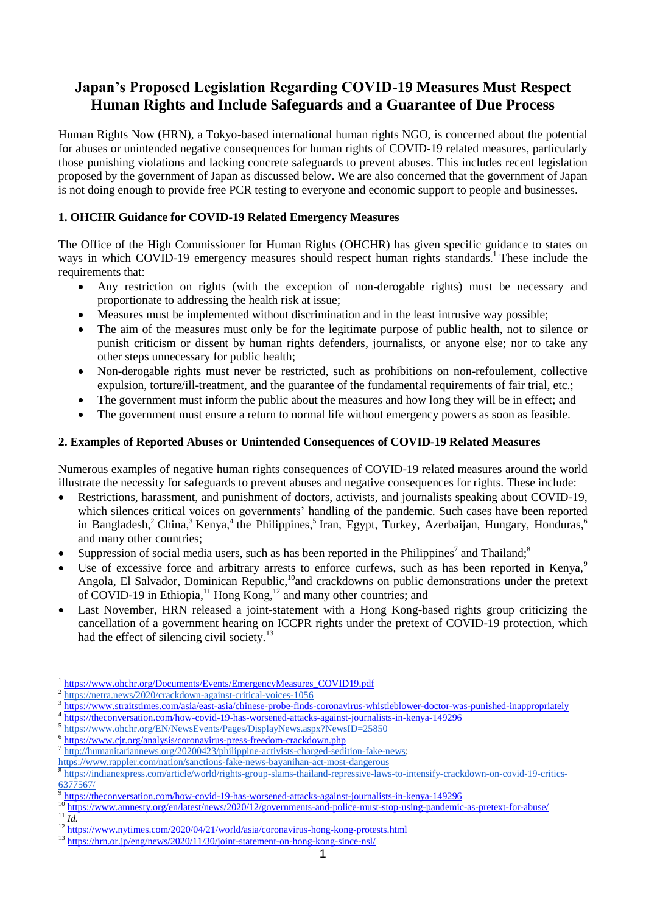# Japan's Proposed Legislation Regarding COVID-19 Measures Must Respect Human Rights and Include Safeguards and a Guarantee of Due Process

Human Rights Now (HRN), a Tokyo-based international human rights NGO, is concerned about the potential for abuses or unintended negative consequences for human rights of COVID-19 related measures, particularly those punishing violations and lacking concrete safeguards to prevent abuses. This includes recent legislation proposed by the government of Japan as discussed below. We are also concerned that the government of Japan is not doing enough to provide free PCR testing to everyone and economic support to people and businesses.

## 1. OHCHR Guidance for COVID-19 Related Emergency Measures

The Office of the High Commissioner for Human Rights (OHCHR) has given specific guidance to states on ways in which COVID-19 emergency measures should respect human rights standards.[1] These include the requirements that:

- Any restriction on rights (with the exception of non-derogable rights) must be necessary and proportionate to addressing the health risk at issue;
- Measures must be implemented without discrimination and in the least intrusive way possible;
- The aim of the measures must only be for the legitimate purpose of public health, not to silence or punish criticism or dissent by human rights defenders, journalists, or anyone else; nor to take any other steps unnecessary for public health;
- Non-derogable rights must never be restricted, such as prohibitions on non-refoulement, collective expulsion, torture/ill-treatment, and the guarantee of the fundamental requirements of fair trial, etc.;
- The government must inform the public about the measures and how long they will be in effect; and
- The government must ensure a return to normal life without emergency powers as soon as feasible.

## 2. Examples of Reported Abuses or Unintended Consequences of COVID-19 Related Measures

Numerous examples of negative human rights consequences of COVID-19 related measures around the world illustrate the necessity for safeguards to prevent abuses and negative consequences for rights. These include:

- Restrictions, harassment, and punishment of doctors, activists, and journalists speaking about COVID-19, which silences critical voices on governments' handling of the pandemic. Such cases have been reported in Bangladesh,[2] China,[3] Kenya,[4] the Philippines,[5] Iran, Egypt, Turkey, Azerbaijan, Hungary, Honduras,[6] and many other countries;
- Suppression of social media users, such as has been reported in the Philippines[7] and Thailand;[8]
- Use of excessive force and arbitrary arrests to enforce curfews, such as has been reported in Kenya,[9] Angola, El Salvador, Dominican Republic,[10] and crackdowns on public demonstrations under the pretext of COVID-19 in Ethiopia,[11] Hong Kong,[12] and many other countries; and
- Last November, HRN released a joint-statement with a Hong Kong-based rights group criticizing the cancellation of a government hearing on ICCPR rights under the pretext of COVID-19 protection, which had the effect of silencing civil society.[13]

---

[1] https://www.ohchr.org/Documents/Events/EmergencyMeasures_COVID19.pdf

[2] https://netra.news/2020/crackdown-against-critical-voices-1056

[3] https://www.straitstimes.com/asia/east-asia/chinese-probe-finds-coronavirus-whistleblower-doctor-was-punished-inappropriately

[4] https://theconversation.com/how-covid-19-has-worsened-attacks-against-journalists-in-kenya-149296

[5] https://www.ohchr.org/EN/NewsEvents/Pages/DisplayNews.aspx?NewsID=25850

[6] https://www.cjr.org/analysis/coronavirus-press-freedom-crackdown.php

[7] http://humanitariannews.org/20200423/philippine-activists-charged-sedition-fake-news; https://www.rappler.com/nation/sanctions-fake-news-bayanihan-act-most-dangerous

[8] https://indianexpress.com/article/world/rights-group-slams-thailand-repressive-laws-to-intensify-crackdown-on-covid-19-critics-6377567/

[9] https://theconversation.com/how-covid-19-has-worsened-attacks-against-journalists-in-kenya-149296

[10] https://www.amnesty.org/en/latest/news/2020/12/governments-and-police-must-stop-using-pandemic-as-pretext-for-abuse/

[11] *Id.*

[12] https://www.nytimes.com/2020/04/21/world/asia/coronavirus-hong-kong-protests.html

[13] https://hrn.or.jp/eng/news/2020/11/30/joint-statement-on-hong-kong-since-nsl/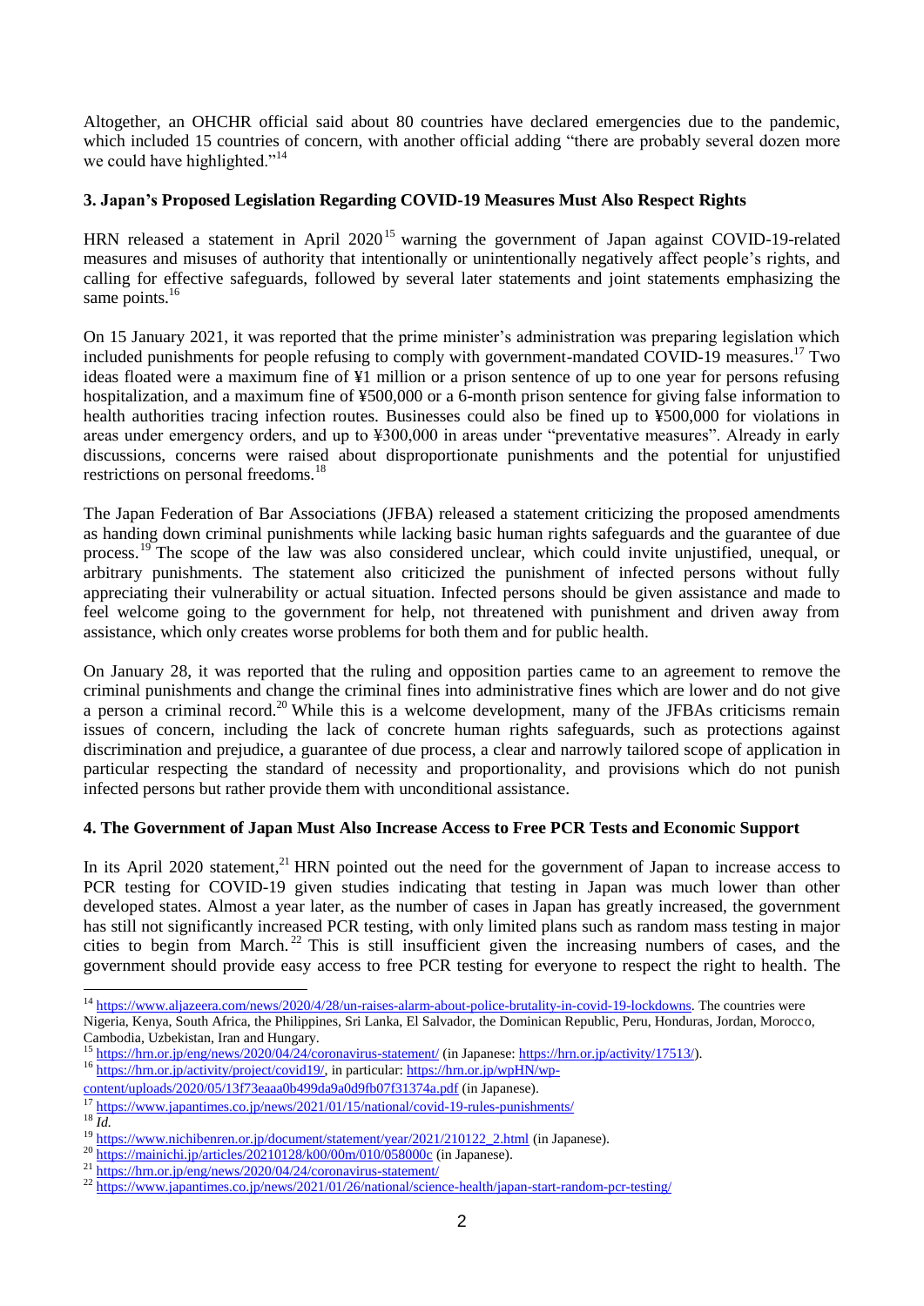Altogether, an OHCHR official said about 80 countries have declared emergencies due to the pandemic, which included 15 countries of concern, with another official adding "there are probably several dozen more we could have highlighted."[14]

### 3. Japan's Proposed Legislation Regarding COVID-19 Measures Must Also Respect Rights

HRN released a statement in April 2020[15] warning the government of Japan against COVID-19-related measures and misuses of authority that intentionally or unintentionally negatively affect people's rights, and calling for effective safeguards, followed by several later statements and joint statements emphasizing the same points.[16]

On 15 January 2021, it was reported that the prime minister's administration was preparing legislation which included punishments for people refusing to comply with government-mandated COVID-19 measures.[17] Two ideas floated were a maximum fine of ¥1 million or a prison sentence of up to one year for persons refusing hospitalization, and a maximum fine of ¥500,000 or a 6-month prison sentence for giving false information to health authorities tracing infection routes. Businesses could also be fined up to ¥500,000 for violations in areas under emergency orders, and up to ¥300,000 in areas under "preventative measures". Already in early discussions, concerns were raised about disproportionate punishments and the potential for unjustified restrictions on personal freedoms.[18]

The Japan Federation of Bar Associations (JFBA) released a statement criticizing the proposed amendments as handing down criminal punishments while lacking basic human rights safeguards and the guarantee of due process.[19] The scope of the law was also considered unclear, which could invite unjustified, unequal, or arbitrary punishments. The statement also criticized the punishment of infected persons without fully appreciating their vulnerability or actual situation. Infected persons should be given assistance and made to feel welcome going to the government for help, not threatened with punishment and driven away from assistance, which only creates worse problems for both them and for public health.

On January 28, it was reported that the ruling and opposition parties came to an agreement to remove the criminal punishments and change the criminal fines into administrative fines which are lower and do not give a person a criminal record.[20] While this is a welcome development, many of the JFBAs criticisms remain issues of concern, including the lack of concrete human rights safeguards, such as protections against discrimination and prejudice, a guarantee of due process, a clear and narrowly tailored scope of application in particular respecting the standard of necessity and proportionality, and provisions which do not punish infected persons but rather provide them with unconditional assistance.

### 4. The Government of Japan Must Also Increase Access to Free PCR Tests and Economic Support

In its April 2020 statement,[21] HRN pointed out the need for the government of Japan to increase access to PCR testing for COVID-19 given studies indicating that testing in Japan was much lower than other developed states. Almost a year later, as the number of cases in Japan has greatly increased, the government has still not significantly increased PCR testing, with only limited plans such as random mass testing in major cities to begin from March.[22] This is still insufficient given the increasing numbers of cases, and the government should provide easy access to free PCR testing for everyone to respect the right to health. The

---

[14] https://www.aljazeera.com/news/2020/4/28/un-raises-alarm-about-police-brutality-in-covid-19-lockdowns. The countries were Nigeria, Kenya, South Africa, the Philippines, Sri Lanka, El Salvador, the Dominican Republic, Peru, Honduras, Jordan, Morocco, Cambodia, Uzbekistan, Iran and Hungary.

[15] https://hrn.or.jp/eng/news/2020/04/24/coronavirus-statement/ (in Japanese: https://hrn.or.jp/activity/17513/).

[16] https://hrn.or.jp/activity/project/covid19/, in particular: https://hrn.or.jp/wpHN/wp-content/uploads/2020/05/13f73eaaa0b499da9a0d9fb07f31374a.pdf (in Japanese).

[17] https://www.japantimes.co.jp/news/2021/01/15/national/covid-19-rules-punishments/

[18] *Id.*

[19] https://www.nichibenren.or.jp/document/statement/year/2021/210122_2.html (in Japanese).

[20] https://mainichi.jp/articles/20210128/k00/00m/010/058000c (in Japanese).

[21] https://hrn.or.jp/eng/news/2020/04/24/coronavirus-statement/

[22] https://www.japantimes.co.jp/news/2021/01/26/national/science-health/japan-start-random-pcr-testing/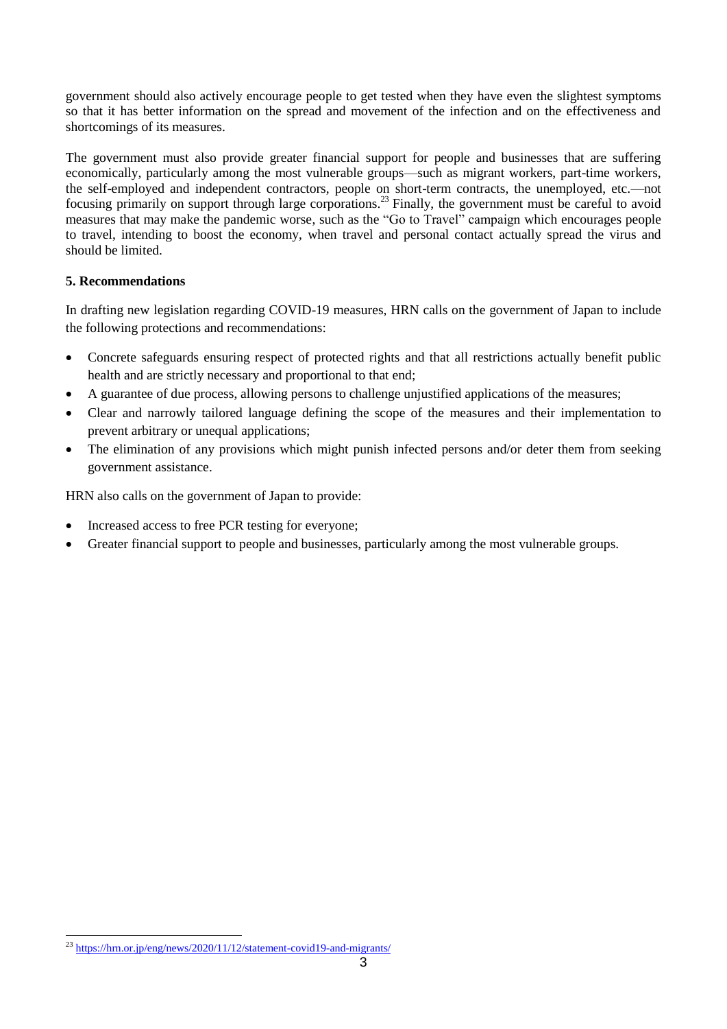government should also actively encourage people to get tested when they have even the slightest symptoms so that it has better information on the spread and movement of the infection and on the effectiveness and shortcomings of its measures.

The government must also provide greater financial support for people and businesses that are suffering economically, particularly among the most vulnerable groups—such as migrant workers, part-time workers, the self-employed and independent contractors, people on short-term contracts, the unemployed, etc.—not focusing primarily on support through large corporations.[23] Finally, the government must be careful to avoid measures that may make the pandemic worse, such as the "Go to Travel" campaign which encourages people to travel, intending to boost the economy, when travel and personal contact actually spread the virus and should be limited.

## 5. Recommendations

In drafting new legislation regarding COVID-19 measures, HRN calls on the government of Japan to include the following protections and recommendations:

- Concrete safeguards ensuring respect of protected rights and that all restrictions actually benefit public health and are strictly necessary and proportional to that end;
- A guarantee of due process, allowing persons to challenge unjustified applications of the measures;
- Clear and narrowly tailored language defining the scope of the measures and their implementation to prevent arbitrary or unequal applications;
- The elimination of any provisions which might punish infected persons and/or deter them from seeking government assistance.

HRN also calls on the government of Japan to provide:

- Increased access to free PCR testing for everyone;
- Greater financial support to people and businesses, particularly among the most vulnerable groups.

---

[23] https://hrn.or.jp/eng/news/2020/11/12/statement-covid19-and-migrants/